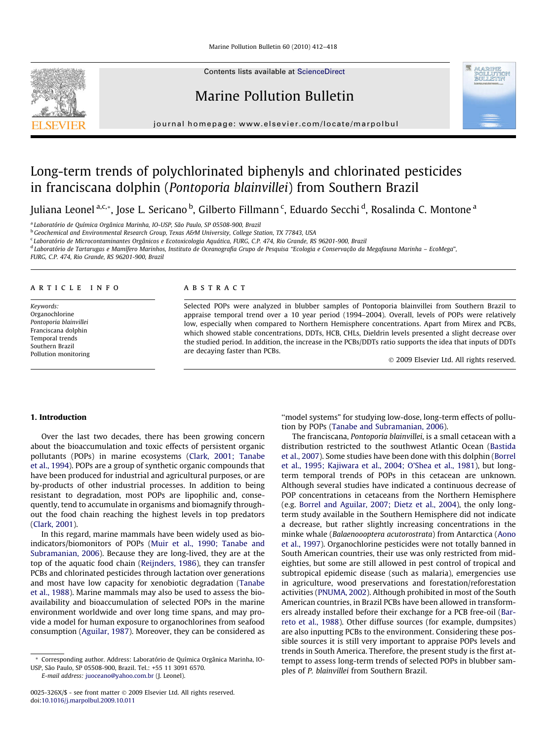# Long-term trends of polychlorinated biphenyls and chlorinated pesticides in franciscana dolphin (*Pontoporia blainvillei*) from Southern Brazil

Juliana Leonel [a,c,*], Jose L. Sericano [b], Gilberto Fillmann [c], Eduardo Secchi [d], Rosalinda C. Montone [a]

[a] Laboratório de Química Orgânica Marinha, IO-USP, São Paulo, SP 05508-900, Brazil

[b] Geochemical and Environmental Research Group, Texas A&M University, College Station, TX 77843, USA

[c] Laboratório de Microcontaminantes Orgânicos e Ecotoxicologia Aquática, FURG, C.P. 474, Rio Grande, RS 96201-900, Brazil

[d] Laboratório de Tartarugas e Mamífero Marinhos, Instituto de Oceanografia Grupo de Pesquisa "Ecologia e Conservação da Megafauna Marinha – EcoMega", FURG, C.P. 474, Rio Grande, RS 96201-900, Brazil

## ARTICLE INFO

*Keywords:*
Organochlorine
*Pontoporia blainvillei*
Franciscana dolphin
Temporal trends
Southern Brazil
Pollution monitoring

## ABSTRACT

Selected POPs were analyzed in blubber samples of Pontoporia blainvillei from Southern Brazil to appraise temporal trend over a 10 year period (1994–2004). Overall, levels of POPs were relatively low, especially when compared to Northern Hemisphere concentrations. Apart from Mirex and PCBs, which showed stable concentrations, DDTs, HCB, CHLs, Dieldrin levels presented a slight decrease over the studied period. In addition, the increase in the PCBs/DDTs ratio supports the idea that inputs of DDTs are decaying faster than PCBs.

© 2009 Elsevier Ltd. All rights reserved.

## 1. Introduction

Over the last two decades, there has been growing concern about the bioaccumulation and toxic effects of persistent organic pollutants (POPs) in marine ecosystems (Clark, 2001; Tanabe et al., 1994). POPs are a group of synthetic organic compounds that have been produced for industrial and agricultural purposes, or are by-products of other industrial processes. In addition to being resistant to degradation, most POPs are lipophilic and, consequently, tend to accumulate in organisms and biomagnify throughout the food chain reaching the highest levels in top predators (Clark, 2001).

In this regard, marine mammals have been widely used as bioindicators/biomonitors of POPs (Muir et al., 1990; Tanabe and Subramanian, 2006). Because they are long-lived, they are at the top of the aquatic food chain (Reijnders, 1986), they can transfer PCBs and chlorinated pesticides through lactation over generations and most have low capacity for xenobiotic degradation (Tanabe et al., 1988). Marine mammals may also be used to assess the bioavailability and bioaccumulation of selected POPs in the marine environment worldwide and over long time spans, and may provide a model for human exposure to organochlorines from seafood consumption (Aguilar, 1987). Moreover, they can be considered as "model systems" for studying low-dose, long-term effects of pollution by POPs (Tanabe and Subramanian, 2006).

The franciscana, *Pontoporia blainvillei*, is a small cetacean with a distribution restricted to the southwest Atlantic Ocean (Bastida et al., 2007). Some studies have been done with this dolphin (Borrel et al., 1995; Kajiwara et al., 2004; O'Shea et al., 1981), but long-term temporal trends of POPs in this cetacean are unknown. Although several studies have indicated a continuous decrease of POP concentrations in cetaceans from the Northern Hemisphere (e.g. Borrel and Aguilar, 2007; Dietz et al., 2004), the only long-term study available in the Southern Hemisphere did not indicate a decrease, but rather slightly increasing concentrations in the minke whale (*Balaenoooptera acutorostrata*) from Antarctica (Aono et al., 1997). Organochlorine pesticides were not totally banned in South American countries, their use was only restricted from mid-eighties, but some are still allowed in pest control of tropical and subtropical epidemic disease (such as malaria), emergencies use in agriculture, wood preservations and forestation/reforestation activities (PNUMA, 2002). Although prohibited in most of the South American countries, in Brazil PCBs have been allowed in transformers already installed before their exchange for a PCB free-oil (Barreto et al., 1988). Other diffuse sources (for example, dumpsites) are also inputting PCBs to the environment. Considering these possible sources it is still very important to appraise POPs levels and trends in South America. Therefore, the present study is the first attempt to assess long-term trends of selected POPs in blubber samples of *P. blainvillei* from Southern Brazil.

---

* Corresponding author. Address: Laboratório de Química Orgânica Marinha, IO-USP, São Paulo, SP 05508-900, Brazil. Tel.: +55 11 3091 6570.
E-mail address: juoceano@yahoo.com.br (J. Leonel).

0025-326X/$ - see front matter © 2009 Elsevier Ltd. All rights reserved.
doi:10.1016/j.marpolbul.2009.10.011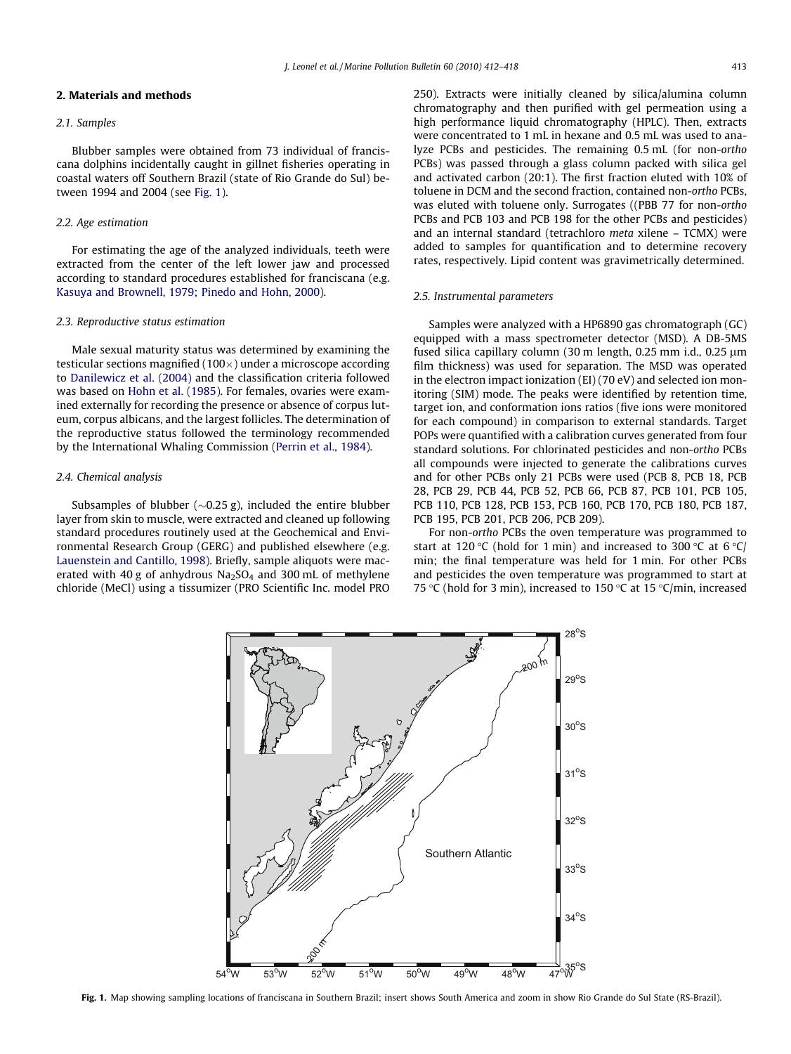## 2. Materials and methods

### 2.1. Samples

Blubber samples were obtained from 73 individual of franciscana dolphins incidentally caught in gillnet fisheries operating in coastal waters off Southern Brazil (state of Rio Grande do Sul) between 1994 and 2004 (see Fig. 1).

### 2.2. Age estimation

For estimating the age of the analyzed individuals, teeth were extracted from the center of the left lower jaw and processed according to standard procedures established for franciscana (e.g. Kasuya and Brownell, 1979; Pinedo and Hohn, 2000).

### 2.3. Reproductive status estimation

Male sexual maturity status was determined by examining the testicular sections magnified (100×) under a microscope according to Danilewicz et al. (2004) and the classification criteria followed was based on Hohn et al. (1985). For females, ovaries were examined externally for recording the presence or absence of corpus luteum, corpus albicans, and the largest follicles. The determination of the reproductive status followed the terminology recommended by the International Whaling Commission (Perrin et al., 1984).

### 2.4. Chemical analysis

Subsamples of blubber (~0.25 g), included the entire blubber layer from skin to muscle, were extracted and cleaned up following standard procedures routinely used at the Geochemical and Environmental Research Group (GERG) and published elsewhere (e.g. Lauenstein and Cantillo, 1998). Briefly, sample aliquots were macerated with 40 g of anhydrous $Na_2SO_4$ and 300 mL of methylene chloride (MeCl) using a tissumizer (PRO Scientific Inc. model PRO 250). Extracts were initially cleaned by silica/alumina column chromatography and then purified with gel permeation using a high performance liquid chromatography (HPLC). Then, extracts were concentrated to 1 mL in hexane and 0.5 mL was used to analyze PCBs and pesticides. The remaining 0.5 mL (for non-*ortho* PCBs) was passed through a glass column packed with silica gel and activated carbon (20:1). The first fraction eluted with 10% of toluene in DCM and the second fraction, contained non-*ortho* PCBs, was eluted with toluene only. Surrogates ((PBB 77 for non-*ortho* PCBs and PCB 103 and PCB 198 for the other PCBs and pesticides) and an internal standard (tetrachloro *meta* xilene – TCMX) were added to samples for quantification and to determine recovery rates, respectively. Lipid content was gravimetrically determined.

### 2.5. Instrumental parameters

Samples were analyzed with a HP6890 gas chromatograph (GC) equipped with a mass spectrometer detector (MSD). A DB-5MS fused silica capillary column (30 m length, 0.25 mm i.d., 0.25 μm film thickness) was used for separation. The MSD was operated in the electron impact ionization (EI) (70 eV) and selected ion monitoring (SIM) mode. The peaks were identified by retention time, target ion, and conformation ions ratios (five ions were monitored for each compound) in comparison to external standards. Target POPs were quantified with a calibration curves generated from four standard solutions. For chlorinated pesticides and non-*ortho* PCBs all compounds were injected to generate the calibrations curves and for other PCBs only 21 PCBs were used (PCB 8, PCB 18, PCB 28, PCB 29, PCB 44, PCB 52, PCB 66, PCB 87, PCB 101, PCB 105, PCB 110, PCB 128, PCB 153, PCB 160, PCB 170, PCB 180, PCB 187, PCB 195, PCB 201, PCB 206, PCB 209).

For non-*ortho* PCBs the oven temperature was programmed to start at 120 °C (hold for 1 min) and increased to 300 °C at 6 °C/min; the final temperature was held for 1 min. For other PCBs and pesticides the oven temperature was programmed to start at 75 °C (hold for 3 min), increased to 150 °C at 15 °C/min, increased

**Fig. 1.** Map showing sampling locations of franciscana in Southern Brazil; insert shows South America and zoom in show Rio Grande do Sul State (RS-Brazil).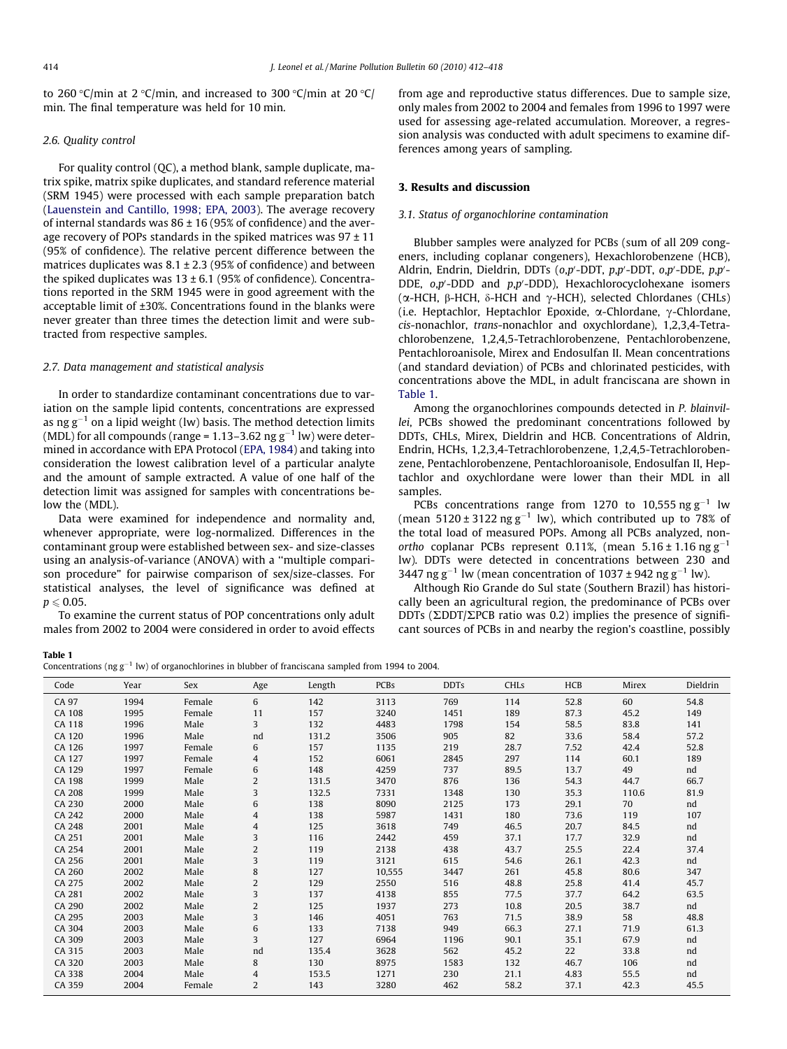to 260 °C/min at 2 °C/min, and increased to 300 °C/min at 20 °C/min. The final temperature was held for 10 min.

### 2.6. Quality control

For quality control (QC), a method blank, sample duplicate, matrix spike, matrix spike duplicates, and standard reference material (SRM 1945) were processed with each sample preparation batch (Lauenstein and Cantillo, 1998; EPA, 2003). The average recovery of internal standards was 86 ± 16 (95% of confidence) and the average recovery of POPs standards in the spiked matrices was 97 ± 11 (95% of confidence). The relative percent difference between the matrices duplicates was 8.1 ± 2.3 (95% of confidence) and between the spiked duplicates was 13 ± 6.1 (95% of confidence). Concentrations reported in the SRM 1945 were in good agreement with the acceptable limit of ±30%. Concentrations found in the blanks were never greater than three times the detection limit and were subtracted from respective samples.

### 2.7. Data management and statistical analysis

In order to standardize contaminant concentrations due to variation on the sample lipid contents, concentrations are expressed as ng $g^{-1}$ on a lipid weight (lw) basis. The method detection limits (MDL) for all compounds (range = 1.13–3.62 ng $g^{-1}$ lw) were determined in accordance with EPA Protocol (EPA, 1984) and taking into consideration the lowest calibration level of a particular analyte and the amount of sample extracted. A value of one half of the detection limit was assigned for samples with concentrations below the (MDL).

Data were examined for independence and normality and, whenever appropriate, were log-normalized. Differences in the contaminant group were established between sex- and size-classes using an analysis-of-variance (ANOVA) with a "multiple comparison procedure" for pairwise comparison of sex/size-classes. For statistical analyses, the level of significance was defined at $p \leqslant 0.05$.

To examine the current status of POP concentrations only adult males from 2002 to 2004 were considered in order to avoid effects from age and reproductive status differences. Due to sample size, only males from 2002 to 2004 and females from 1996 to 1997 were used for assessing age-related accumulation. Moreover, a regression analysis was conducted with adult specimens to examine differences among years of sampling.

## 3. Results and discussion

### 3.1. Status of organochlorine contamination

Blubber samples were analyzed for PCBs (sum of all 209 congeners, including coplanar congeners), Hexachlorobenzene (HCB), Aldrin, Endrin, Dieldrin, DDTs (*o,p*′-DDT, *p,p*′-DDT, *o,p*′-DDE, *p,p*′-DDE, *o,p*′-DDD and *p,p*′-DDD), Hexachlorocyclohexane isomers (α-HCH, β-HCH, δ-HCH and γ-HCH), selected Chlordanes (CHLs) (i.e. Heptachlor, Heptachlor Epoxide, α-Chlordane, γ-Chlordane, *cis*-nonachlor, *trans*-nonachlor and oxychlordane), 1,2,3,4-Tetrachlorobenzene, 1,2,4,5-Tetrachlorobenzene, Pentachlorobenzene, Pentachloroanisole, Mirex and Endosulfan II. Mean concentrations (and standard deviation) of PCBs and chlorinated pesticides, with concentrations above the MDL, in adult franciscana are shown in Table 1.

Among the organochlorines compounds detected in *P. blainvillei*, PCBs showed the predominant concentrations followed by DDTs, CHLs, Mirex, Dieldrin and HCB. Concentrations of Aldrin, Endrin, HCHs, 1,2,3,4-Tetrachlorobenzene, 1,2,4,5-Tetrachlorobenzene, Pentachlorobenzene, Pentachloroanisole, Endosulfan II, Heptachlor and oxychlordane were lower than their MDL in all samples.

PCBs concentrations range from 1270 to 10,555 ng $g^{-1}$ lw (mean 5120 ± 3122 ng $g^{-1}$ lw), which contributed up to 78% of the total load of measured POPs. Among all PCBs analyzed, non-*ortho* coplanar PCBs represent 0.11%, (mean 5.16 ± 1.16 ng $g^{-1}$ lw). DDTs were detected in concentrations between 230 and 3447 ng $g^{-1}$ lw (mean concentration of 1037 ± 942 ng $g^{-1}$ lw).

Although Rio Grande do Sul state (Southern Brazil) has historically been an agricultural region, the predominance of PCBs over DDTs (ΣDDT/ΣPCB ratio was 0.2) implies the presence of significant sources of PCBs in and nearby the region's coastline, possibly

**Table 1**
Concentrations (ng $g^{-1}$ lw) of organochlorines in blubber of franciscana sampled from 1994 to 2004.

| Code | Year | Sex | Age | Length | PCBs | DDTs | CHLs | HCB | Mirex | Dieldrin |
|---|---|---|---|---|---|---|---|---|---|---|
| CA 97 | 1994 | Female | 6 | 142 | 3113 | 769 | 114 | 52.8 | 60 | 54.8 |
| CA 108 | 1995 | Female | 11 | 157 | 3240 | 1451 | 189 | 87.3 | 45.2 | 149 |
| CA 118 | 1996 | Male | 3 | 132 | 4483 | 1798 | 154 | 58.5 | 83.8 | 141 |
| CA 120 | 1996 | Male | nd | 131.2 | 3506 | 905 | 82 | 33.6 | 58.4 | 57.2 |
| CA 126 | 1997 | Female | 6 | 157 | 1135 | 219 | 28.7 | 7.52 | 42.4 | 52.8 |
| CA 127 | 1997 | Female | 4 | 152 | 6061 | 2845 | 297 | 114 | 60.1 | 189 |
| CA 129 | 1997 | Female | 6 | 148 | 4259 | 737 | 89.5 | 13.7 | 49 | nd |
| CA 198 | 1999 | Male | 2 | 131.5 | 3470 | 876 | 136 | 54.3 | 44.7 | 66.7 |
| CA 208 | 1999 | Male | 3 | 132.5 | 7331 | 1348 | 130 | 35.3 | 110.6 | 81.9 |
| CA 230 | 2000 | Male | 6 | 138 | 8090 | 2125 | 173 | 29.1 | 70 | nd |
| CA 242 | 2000 | Male | 4 | 138 | 5987 | 1431 | 180 | 73.6 | 119 | 107 |
| CA 248 | 2001 | Male | 4 | 125 | 3618 | 749 | 46.5 | 20.7 | 84.5 | nd |
| CA 251 | 2001 | Male | 3 | 116 | 2442 | 459 | 37.1 | 17.7 | 32.9 | nd |
| CA 254 | 2001 | Male | 2 | 119 | 2138 | 438 | 43.7 | 25.5 | 22.4 | 37.4 |
| CA 256 | 2001 | Male | 3 | 119 | 3121 | 615 | 54.6 | 26.1 | 42.3 | nd |
| CA 260 | 2002 | Male | 8 | 127 | 10,555 | 3447 | 261 | 45.8 | 80.6 | 347 |
| CA 275 | 2002 | Male | 2 | 129 | 2550 | 516 | 48.8 | 25.8 | 41.4 | 45.7 |
| CA 281 | 2002 | Male | 3 | 137 | 4138 | 855 | 77.5 | 37.7 | 64.2 | 63.5 |
| CA 290 | 2002 | Male | 2 | 125 | 1937 | 273 | 10.8 | 20.5 | 38.7 | nd |
| CA 295 | 2003 | Male | 3 | 146 | 4051 | 763 | 71.5 | 38.9 | 58 | 48.8 |
| CA 304 | 2003 | Male | 6 | 133 | 7138 | 949 | 66.3 | 27.1 | 71.9 | 61.3 |
| CA 309 | 2003 | Male | 3 | 127 | 6964 | 1196 | 90.1 | 35.1 | 67.9 | nd |
| CA 315 | 2003 | Male | nd | 135.4 | 3628 | 562 | 45.2 | 22 | 33.8 | nd |
| CA 320 | 2003 | Male | 8 | 130 | 8975 | 1583 | 132 | 46.7 | 106 | nd |
| CA 338 | 2004 | Male | 4 | 153.5 | 1271 | 230 | 21.1 | 4.83 | 55.5 | nd |
| CA 359 | 2004 | Female | 2 | 143 | 3280 | 462 | 58.2 | 37.1 | 42.3 | 45.5 |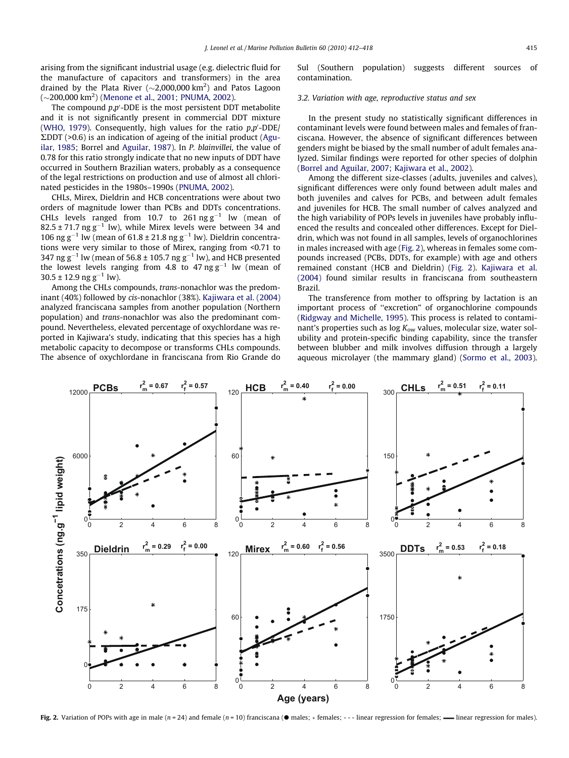arising from the significant industrial usage (e.g. dielectric fluid for the manufacture of capacitors and transformers) in the area drained by the Plata River (~2,000,000 km$^2$) and Patos Lagoon (~200,000 km$^2$) (Menone et al., 2001; PNUMA, 2002).

The compound *p,p'*-DDE is the most persistent DDT metabolite and it is not significantly present in commercial DDT mixture (WHO, 1979). Consequently, high values for the ratio *p,p'*-DDE/ΣDDT (>0.6) is an indication of ageing of the initial product (Aguilar, 1985; Borrel and Aguilar, 1987). In *P. blainvillei*, the value of 0.78 for this ratio strongly indicate that no new inputs of DDT have occurred in Southern Brazilian waters, probably as a consequence of the legal restrictions on production and use of almost all chlorinated pesticides in the 1980s–1990s (PNUMA, 2002).

CHLs, Mirex, Dieldrin and HCB concentrations were about two orders of magnitude lower than PCBs and DDTs concentrations. CHLs levels ranged from 10.7 to 261 ng g$^{-1}$ lw (mean of 82.5 ± 71.7 ng g$^{-1}$ lw), while Mirex levels were between 34 and 106 ng g$^{-1}$ lw (mean of 61.8 ± 21.8 ng g$^{-1}$ lw). Dieldrin concentrations were very similar to those of Mirex, ranging from <0.71 to 347 ng g$^{-1}$ lw (mean of 56.8 ± 105.7 ng g$^{-1}$ lw), and HCB presented the lowest levels ranging from 4.8 to 47 ng g$^{-1}$ lw (mean of 30.5 ± 12.9 ng g$^{-1}$ lw).

Among the CHLs compounds, *trans*-nonachlor was the predominant (40%) followed by *cis*-nonachlor (38%). Kajiwara et al. (2004) analyzed franciscana samples from another population (Northern population) and *trans*-nonachlor was also the predominant compound. Nevertheless, elevated percentage of oxychlordane was reported in Kajiwara's study, indicating that this species has a high metabolic capacity to decompose or transforms CHLs compounds. The absence of oxychlordane in franciscana from Rio Grande do Sul (Southern population) suggests different sources of contamination.

### 3.2. Variation with age, reproductive status and sex

In the present study no statistically significant differences in contaminant levels were found between males and females of franciscana. However, the absence of significant differences between genders might be biased by the small number of adult females analyzed. Similar findings were reported for other species of dolphin (Borrel and Aguilar, 2007; Kajiwara et al., 2002).

Among the different size-classes (adults, juveniles and calves), significant differences were only found between adult males and both juveniles and calves for PCBs, and between adult females and juveniles for HCB. The small number of calves analyzed and the high variability of POPs levels in juveniles have probably influenced the results and concealed other differences. Except for Dieldrin, which was not found in all samples, levels of organochlorines in males increased with age (Fig. 2), whereas in females some compounds increased (PCBs, DDTs, for example) with age and others remained constant (HCB and Dieldrin) (Fig. 2). Kajiwara et al. (2004) found similar results in franciscana from southeastern Brazil.

The transference from mother to offspring by lactation is an important process of "excretion" of organochlorine compounds (Ridgway and Michelle, 1995). This process is related to contaminant's properties such as log $K_{ow}$ values, molecular size, water solubility and protein-specific binding capability, since the transfer between blubber and milk involves diffusion through a largely aqueous microlayer (the mammary gland) (Sormo et al., 2003).

**Fig. 2.** Variation of POPs with age in male (n = 24) and female (n = 10) franciscana (● males; * females; - - - linear regression for females; ▬ linear regression for males).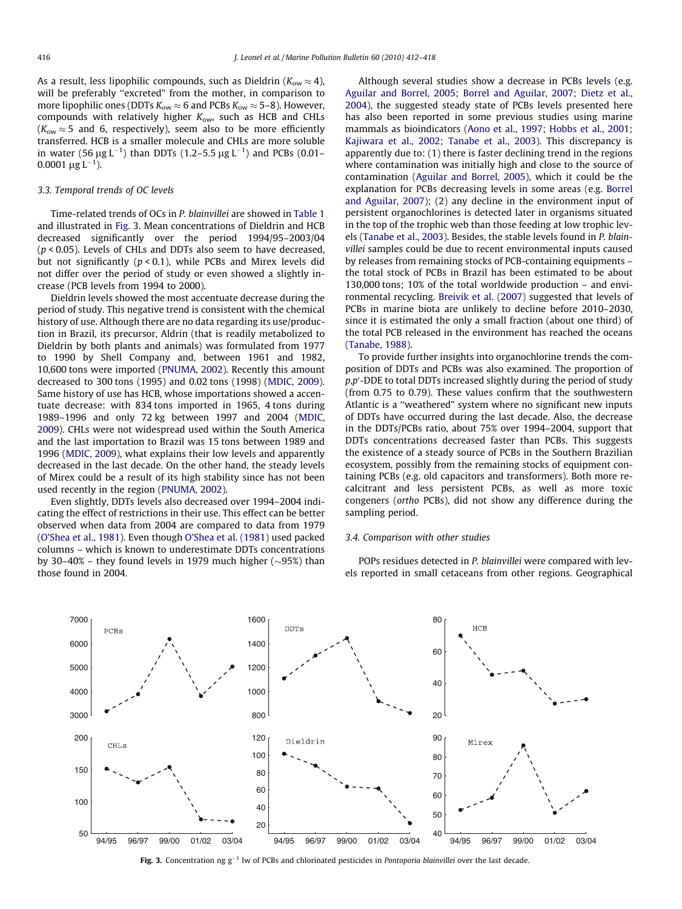As a result, less lipophilic compounds, such as Dieldrin ($K_{ow} \approx 4$), will be preferably "excreted" from the mother, in comparison to more lipophilic ones (DDTs $K_{ow} \approx 6$ and PCBs $K_{ow} \approx 5$–8). However, compounds with relatively higher $K_{ow}$, such as HCB and CHLs ($K_{ow} \approx 5$ and 6, respectively), seem also to be more efficiently transferred. HCB is a smaller molecule and CHLs are more soluble in water (56 $\mu g\ L^{-1}$) than DDTs (1.2–5.5 $\mu g\ L^{-1}$) and PCBs (0.01–0.0001 $\mu g\ L^{-1}$).

### 3.3. Temporal trends of OC levels

Time-related trends of OCs in *P. blainvillei* are showed in Table 1 and illustrated in Fig. 3. Mean concentrations of Dieldrin and HCB decreased significantly over the period 1994/95–2003/04 ($p < 0.05$). Levels of CHLs and DDTs also seem to have decreased, but not significantly ($p < 0.1$), while PCBs and Mirex levels did not differ over the period of study or even showed a slightly increase (PCB levels from 1994 to 2000).

Dieldrin levels showed the most accentuate decrease during the period of study. This negative trend is consistent with the chemical history of use. Although there are no data regarding its use/production in Brazil, its precursor, Aldrin (that is readily metabolized to Dieldrin by both plants and animals) was formulated from 1977 to 1990 by Shell Company and, between 1961 and 1982, 10,600 tons were imported (PNUMA, 2002). Recently this amount decreased to 300 tons (1995) and 0.02 tons (1998) (MDIC, 2009). Same history of use has HCB, whose importations showed a accentuate decrease: with 834 tons imported in 1965, 4 tons during 1989–1996 and only 72 kg between 1997 and 2004 (MDIC, 2009). CHLs were not widespread used within the South America and the last importation to Brazil was 15 tons between 1989 and 1996 (MDIC, 2009), what explains their low levels and apparently decreased in the last decade. On the other hand, the steady levels of Mirex could be a result of its high stability since has not been used recently in the region (PNUMA, 2002).

Even slightly, DDTs levels also decreased over 1994–2004 indicating the effect of restrictions in their use. This effect can be better observed when data from 2004 are compared to data from 1979 (O'Shea et al., 1981). Even though O'Shea et al. (1981) used packed columns – which is known to underestimate DDTs concentrations by 30–40% – they found levels in 1979 much higher (~95%) than those found in 2004.

Although several studies show a decrease in PCBs levels (e.g. Aguilar and Borrel, 2005; Borrel and Aguilar, 2007; Dietz et al., 2004), the suggested steady state of PCBs levels presented here has also been reported in some previous studies using marine mammals as bioindicators (Aono et al., 1997; Hobbs et al., 2001; Kajiwara et al., 2002; Tanabe et al., 2003). This discrepancy is apparently due to: (1) there is faster declining trend in the regions where contamination was initially high and close to the source of contamination (Aguilar and Borrel, 2005), which it could be the explanation for PCBs decreasing levels in some areas (e.g. Borrel and Aguilar, 2007); (2) any decline in the environment input of persistent organochlorines is detected later in organisms situated in the top of the trophic web than those feeding at low trophic levels (Tanabe et al., 2003). Besides, the stable levels found in *P. blainvillei* samples could be due to recent environmental inputs caused by releases from remaining stocks of PCB-containing equipments – the total stock of PCBs in Brazil has been estimated to be about 130,000 tons; 10% of the total worldwide production – and environmental recycling. Breivik et al. (2007) suggested that levels of PCBs in marine biota are unlikely to decline before 2010–2030, since it is estimated the only a small fraction (about one third) of the total PCB released in the environment has reached the oceans (Tanabe, 1988).

To provide further insights into organochlorine trends the composition of DDTs and PCBs was also examined. The proportion of *p,p'*-DDE to total DDTs increased slightly during the period of study (from 0.75 to 0.79). These values confirm that the southwestern Atlantic is a "weathered" system where no significant new inputs of DDTs have occurred during the last decade. Also, the decrease in the DDTs/PCBs ratio, about 75% over 1994–2004, support that DDTs concentrations decreased faster than PCBs. This suggests the existence of a steady source of PCBs in the Southern Brazilian ecosystem, possibly from the remaining stocks of equipment containing PCBs (e.g. old capacitors and transformers). Both more recalcitrant and less persistent PCBs, as well as more toxic congeners (*ortho* PCBs), did not show any difference during the sampling period.

### 3.4. Comparison with other studies

POPs residues detected in *P. blainvillei* were compared with levels reported in small cetaceans from other regions. Geographical

**Fig. 3.** Concentration ng $g^{-1}$ lw of PCBs and chlorinated pesticides in *Pontoporia blainvillei* over the last decade.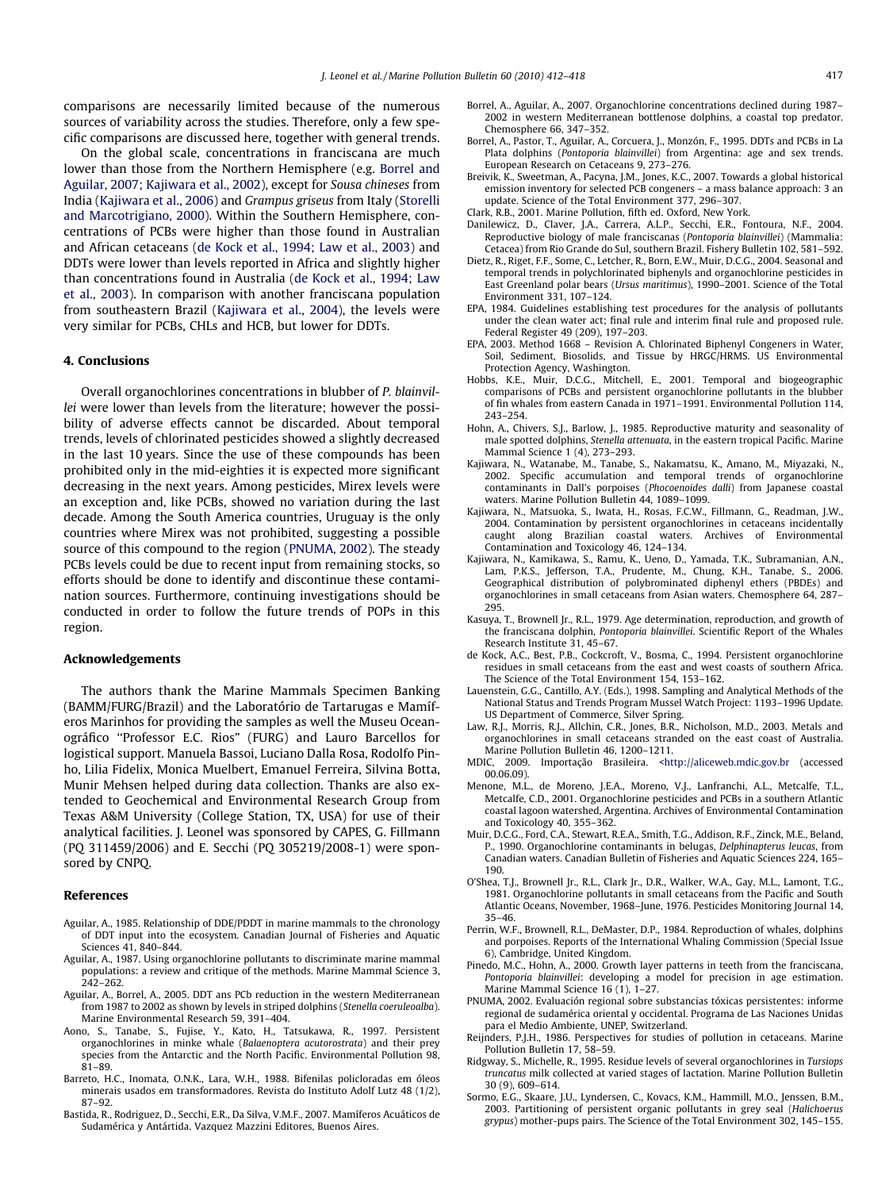comparisons are necessarily limited because of the numerous sources of variability across the studies. Therefore, only a few specific comparisons are discussed here, together with general trends.

On the global scale, concentrations in franciscana are much lower than those from the Northern Hemisphere (e.g. Borrel and Aguilar, 2007; Kajiwara et al., 2002), except for *Sousa chineses* from India (Kajiwara et al., 2006) and *Grampus griseus* from Italy (Storelli and Marcotrigiano, 2000). Within the Southern Hemisphere, concentrations of PCBs were higher than those found in Australian and African cetaceans (de Kock et al., 1994; Law et al., 2003) and DDTs were lower than levels reported in Africa and slightly higher than concentrations found in Australia (de Kock et al., 1994; Law et al., 2003). In comparison with another franciscana population from southeastern Brazil (Kajiwara et al., 2004), the levels were very similar for PCBs, CHLs and HCB, but lower for DDTs.

## 4. Conclusions

Overall organochlorines concentrations in blubber of *P. blainvillei* were lower than levels from the literature; however the possibility of adverse effects cannot be discarded. About temporal trends, levels of chlorinated pesticides showed a slightly decreased in the last 10 years. Since the use of these compounds has been prohibited only in the mid-eighties it is expected more significant decreasing in the next years. Among pesticides, Mirex levels were an exception and, like PCBs, showed no variation during the last decade. Among the South America countries, Uruguay is the only countries where Mirex was not prohibited, suggesting a possible source of this compound to the region (PNUMA, 2002). The steady PCBs levels could be due to recent input from remaining stocks, so efforts should be done to identify and discontinue these contamination sources. Furthermore, continuing investigations should be conducted in order to follow the future trends of POPs in this region.

## Acknowledgements

The authors thank the Marine Mammals Specimen Banking (BAMM/FURG/Brazil) and the Laboratório de Tartarugas e Mamíferos Marinhos for providing the samples as well the Museu Oceanográfico "Professor E.C. Rios" (FURG) and Lauro Barcellos for logistical support. Manuela Bassoi, Luciano Dalla Rosa, Rodolfo Pinho, Lilia Fidelix, Monica Muelbert, Emanuel Ferreira, Silvina Botta, Munir Mehsen helped during data collection. Thanks are also extended to Geochemical and Environmental Research Group from Texas A&M University (College Station, TX, USA) for use of their analytical facilities. J. Leonel was sponsored by CAPES, G. Fillmann (PQ 311459/2006) and E. Secchi (PQ 305219/2008-1) were sponsored by CNPQ.

## References

Aguilar, A., 1985. Relationship of DDE/PDDT in marine mammals to the chronology of DDT input into the ecosystem. Canadian Journal of Fisheries and Aquatic Sciences 41, 840–844.

Aguilar, A., 1987. Using organochlorine pollutants to discriminate marine mammal populations: a review and critique of the methods. Marine Mammal Science 3, 242–262.

Aguilar, A., Borrel, A., 2005. DDT ans PCb reduction in the western Mediterranean from 1987 to 2002 as shown by levels in striped dolphins (*Stenella coeruleoalba*). Marine Environmental Research 59, 391–404.

Aono, S., Tanabe, S., Fujise, Y., Kato, H., Tatsukawa, R., 1997. Persistent organochlorines in minke whale (*Balaenoptera acutorostrata*) and their prey species from the Antarctic and the North Pacific. Environmental Pollution 98, 81–89.

Barreto, H.C., Inomata, O.N.K., Lara, W.H., 1988. Bifenilas policloradas em óleos minerais usados em transformadores. Revista do Instituto Adolf Lutz 48 (1/2), 87–92.

Bastida, R., Rodriguez, D., Secchi, E.R., Da Silva, V.M.F., 2007. Mamíferos Acuáticos de Sudamérica y Antártida. Vazquez Mazzini Editores, Buenos Aires.

Borrel, A., Aguilar, A., 2007. Organochlorine concentrations declined during 1987–2002 in western Mediterranean bottlenose dolphins, a coastal top predator. Chemosphere 66, 347–352.

Borrel, A., Pastor, T., Aguilar, A., Corcuera, J., Monzón, F., 1995. DDTs and PCBs in La Plata dolphins (*Pontoporia blainvillei*) from Argentina: age and sex trends. European Research on Cetaceans 9, 273–276.

Breivik, K., Sweetman, A., Pacyna, J.M., Jones, K.C., 2007. Towards a global historical emission inventory for selected PCB congeners – a mass balance approach: 3 an update. Science of the Total Environment 377, 296–307.

Clark, R.B., 2001. Marine Pollution, fifth ed. Oxford, New York.

Danilewicz, D., Claver, J.A., Carrera, A.L.P., Secchi, E.R., Fontoura, N.F., 2004. Reproductive biology of male franciscanas (*Pontoporia blainvillei*) (Mammalia: Cetacea) from Rio Grande do Sul, southern Brazil. Fishery Bulletin 102, 581–592.

Dietz, R., Riget, F.F., Some, C., Letcher, R., Born, E.W., Muir, D.C.G., 2004. Seasonal and temporal trends in polychlorinated biphenyls and organochlorine pesticides in East Greenland polar bears (*Ursus maritimus*), 1990–2001. Science of the Total Environment 331, 107–124.

EPA, 1984. Guidelines establishing test procedures for the analysis of pollutants under the clean water act; final rule and interim final rule and proposed rule. Federal Register 49 (209), 197–203.

EPA, 2003. Method 1668 – Revision A. Chlorinated Biphenyl Congeners in Water, Soil, Sediment, Biosolids, and Tissue by HRGC/HRMS. US Environmental Protection Agency, Washington.

Hobbs, K.E., Muir, D.C.G., Mitchell, E., 2001. Temporal and biogeographic comparisons of PCBs and persistent organochlorine pollutants in the blubber of fin whales from eastern Canada in 1971–1991. Environmental Pollution 114, 243–254.

Hohn, A., Chivers, S.J., Barlow, J., 1985. Reproductive maturity and seasonality of male spotted dolphins, *Stenella attenuata*, in the eastern tropical Pacific. Marine Mammal Science 1 (4), 273–293.

Kajiwara, N., Watanabe, M., Tanabe, S., Nakamatsu, K., Amano, M., Miyazaki, N., 2002. Specific accumulation and temporal trends of organochlorine contaminants in Dall's porpoises (*Phocoenoides dalli*) from Japanese coastal waters. Marine Pollution Bulletin 44, 1089–1099.

Kajiwara, N., Matsuoka, S., Iwata, H., Rosas, F.C.W., Fillmann, G., Readman, J.W., 2004. Contamination by persistent organochlorines in cetaceans incidentally caught along Brazilian coastal waters. Archives of Environmental Contamination and Toxicology 46, 124–134.

Kajiwara, N., Kamikawa, S., Ramu, K., Ueno, D., Yamada, T.K., Subramanian, A.N., Lam, P.K.S., Jefferson, T.A., Prudente, M., Chung, K.H., Tanabe, S., 2006. Geographical distribution of polybrominated diphenyl ethers (PBDEs) and organochlorines in small cetaceans from Asian waters. Chemosphere 64, 287–295.

Kasuya, T., Brownell Jr., R.L., 1979. Age determination, reproduction, and growth of the franciscana dolphin, *Pontoporia blainvillei*. Scientific Report of the Whales Research Institute 31, 45–67.

de Kock, A.C., Best, P.B., Cockcroft, V., Bosma, C., 1994. Persistent organochlorine residues in small cetaceans from the east and west coasts of southern Africa. The Science of the Total Environment 154, 153–162.

Lauenstein, G.G., Cantillo, A.Y. (Eds.), 1998. Sampling and Analytical Methods of the National Status and Trends Program Mussel Watch Project: 1193–1996 Update. US Department of Commerce, Silver Spring.

Law, R.J., Morris, R.J., Allchin, C.R., Jones, B.R., Nicholson, M.D., 2003. Metals and organochlorines in small cetaceans stranded on the east coast of Australia. Marine Pollution Bulletin 46, 1200–1211.

MDIC, 2009. Importação Brasileira. <http://aliceweb.mdic.gov.br (accessed 00.06.09).

Menone, M.L., de Moreno, J.E.A., Moreno, V.J., Lanfranchi, A.L., Metcalfe, T.L., Metcalfe, C.D., 2001. Organochlorine pesticides and PCBs in a southern Atlantic coastal lagoon watershed, Argentina. Archives of Environmental Contamination and Toxicology 40, 355–362.

Muir, D.C.G., Ford, C.A., Stewart, R.E.A., Smith, T.G., Addison, R.F., Zinck, M.E., Beland, P., 1990. Organochlorine contaminants in belugas, *Delphinapterus leucas*, from Canadian waters. Canadian Bulletin of Fisheries and Aquatic Sciences 224, 165–190.

O'Shea, T.J., Brownell Jr., R.L., Clark Jr., D.R., Walker, W.A., Gay, M.L., Lamont, T.G., 1981. Organochlorine pollutants in small cetaceans from the Pacific and South Atlantic Oceans, November, 1968–June, 1976. Pesticides Monitoring Journal 14, 35–46.

Perrin, W.F., Brownell, R.L., DeMaster, D.P., 1984. Reproduction of whales, dolphins and porpoises. Reports of the International Whaling Commission (Special Issue 6), Cambridge, United Kingdom.

Pinedo, M.C., Hohn, A., 2000. Growth layer patterns in teeth from the franciscana, *Pontoporia blainvillei*: developing a model for precision in age estimation. Marine Mammal Science 16 (1), 1–27.

PNUMA, 2002. Evaluación regional sobre substancias tóxicas persistentes: informe regional de sudamérica oriental y occidental. Programa de Las Naciones Unidas para el Medio Ambiente, UNEP, Switzerland.

Reijnders, P.J.H., 1986. Perspectives for studies of pollution in cetaceans. Marine Pollution Bulletin 17, 58–59.

Ridgway, S., Michelle, R., 1995. Residue levels of several organochlorines in *Tursiops truncatus* milk collected at varied stages of lactation. Marine Pollution Bulletin 30 (9), 609–614.

Sormo, E.G., Skaare, J.U., Lyndersen, C., Kovacs, K.M., Hammill, M.O., Jenssen, B.M., 2003. Partitioning of persistent organic pollutants in grey seal (*Halichoerus grypus*) mother-pups pairs. The Science of the Total Environment 302, 145–155.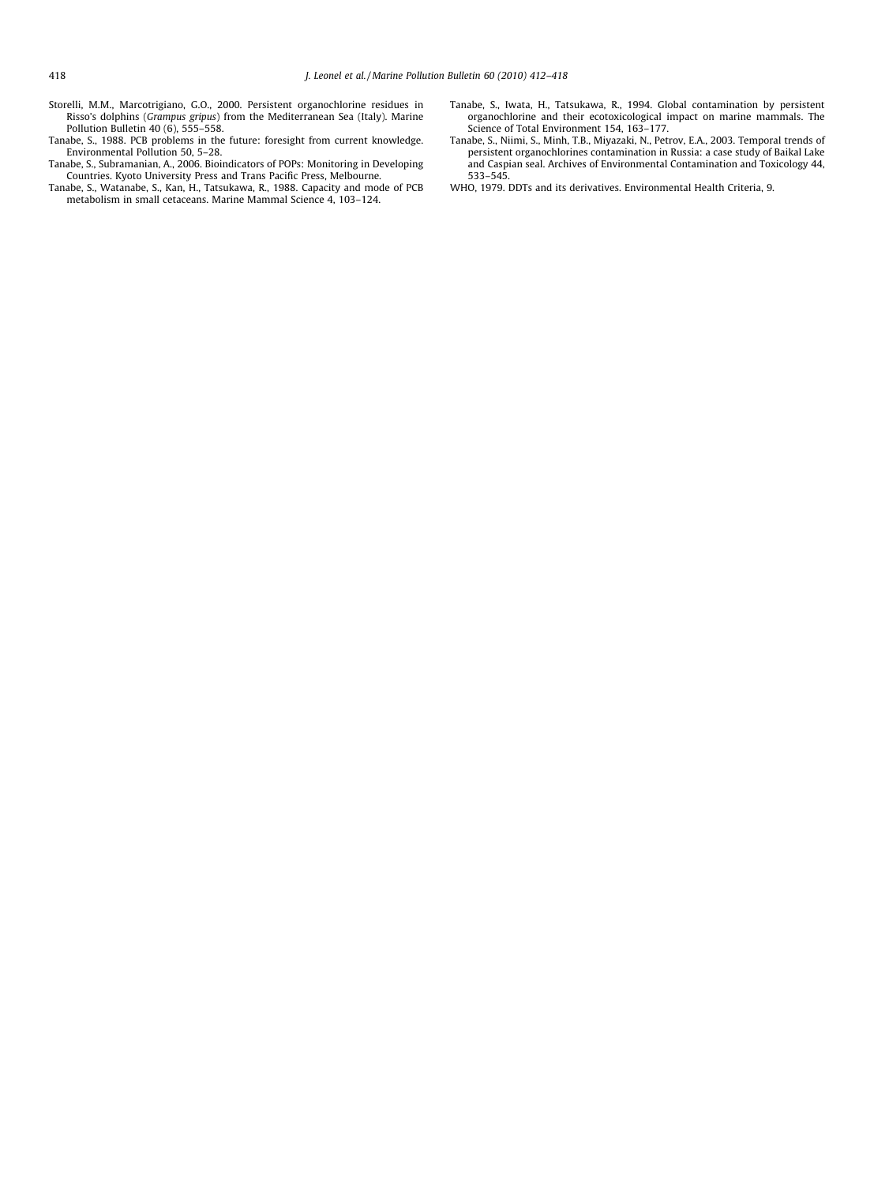Storelli, M.M., Marcotrigiano, G.O., 2000. Persistent organochlorine residues in Risso's dolphins (*Grampus gripus*) from the Mediterranean Sea (Italy). Marine Pollution Bulletin 40 (6), 555–558.

Tanabe, S., 1988. PCB problems in the future: foresight from current knowledge. Environmental Pollution 50, 5–28.

Tanabe, S., Subramanian, A., 2006. Bioindicators of POPs: Monitoring in Developing Countries. Kyoto University Press and Trans Pacific Press, Melbourne.

Tanabe, S., Watanabe, S., Kan, H., Tatsukawa, R., 1988. Capacity and mode of PCB metabolism in small cetaceans. Marine Mammal Science 4, 103–124.

Tanabe, S., Iwata, H., Tatsukawa, R., 1994. Global contamination by persistent organochlorine and their ecotoxicological impact on marine mammals. The Science of Total Environment 154, 163–177.

Tanabe, S., Niimi, S., Minh, T.B., Miyazaki, N., Petrov, E.A., 2003. Temporal trends of persistent organochlorines contamination in Russia: a case study of Baikal Lake and Caspian seal. Archives of Environmental Contamination and Toxicology 44, 533–545.

WHO, 1979. DDTs and its derivatives. Environmental Health Criteria, 9.